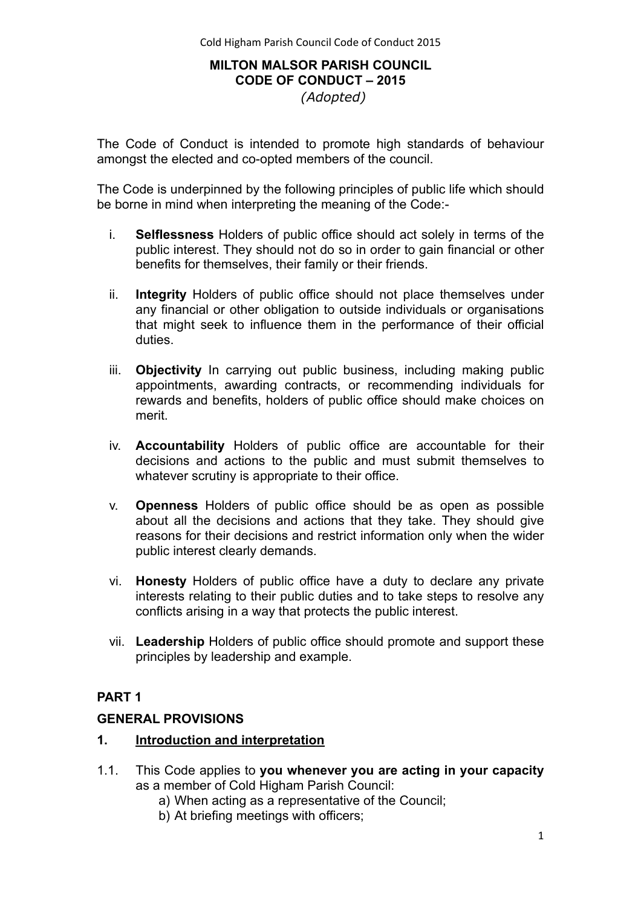**MILTON MALSOR PARISH COUNCIL**
**CODE OF CONDUCT – 2015**
*(Adopted)*

The Code of Conduct is intended to promote high standards of behaviour amongst the elected and co-opted members of the council.

The Code is underpinned by the following principles of public life which should be borne in mind when interpreting the meaning of the Code:-

i. **Selflessness** Holders of public office should act solely in terms of the public interest. They should not do so in order to gain financial or other benefits for themselves, their family or their friends.

ii. **Integrity** Holders of public office should not place themselves under any financial or other obligation to outside individuals or organisations that might seek to influence them in the performance of their official duties.

iii. **Objectivity** In carrying out public business, including making public appointments, awarding contracts, or recommending individuals for rewards and benefits, holders of public office should make choices on merit.

iv. **Accountability** Holders of public office are accountable for their decisions and actions to the public and must submit themselves to whatever scrutiny is appropriate to their office.

v. **Openness** Holders of public office should be as open as possible about all the decisions and actions that they take. They should give reasons for their decisions and restrict information only when the wider public interest clearly demands.

vi. **Honesty** Holders of public office have a duty to declare any private interests relating to their public duties and to take steps to resolve any conflicts arising in a way that protects the public interest.

vii. **Leadership** Holders of public office should promote and support these principles by leadership and example.

## PART 1

## GENERAL PROVISIONS

### 1. Introduction and interpretation

1.1. This Code applies to **you whenever you are acting in your capacity** as a member of Cold Higham Parish Council:

a) When acting as a representative of the Council;
b) At briefing meetings with officers;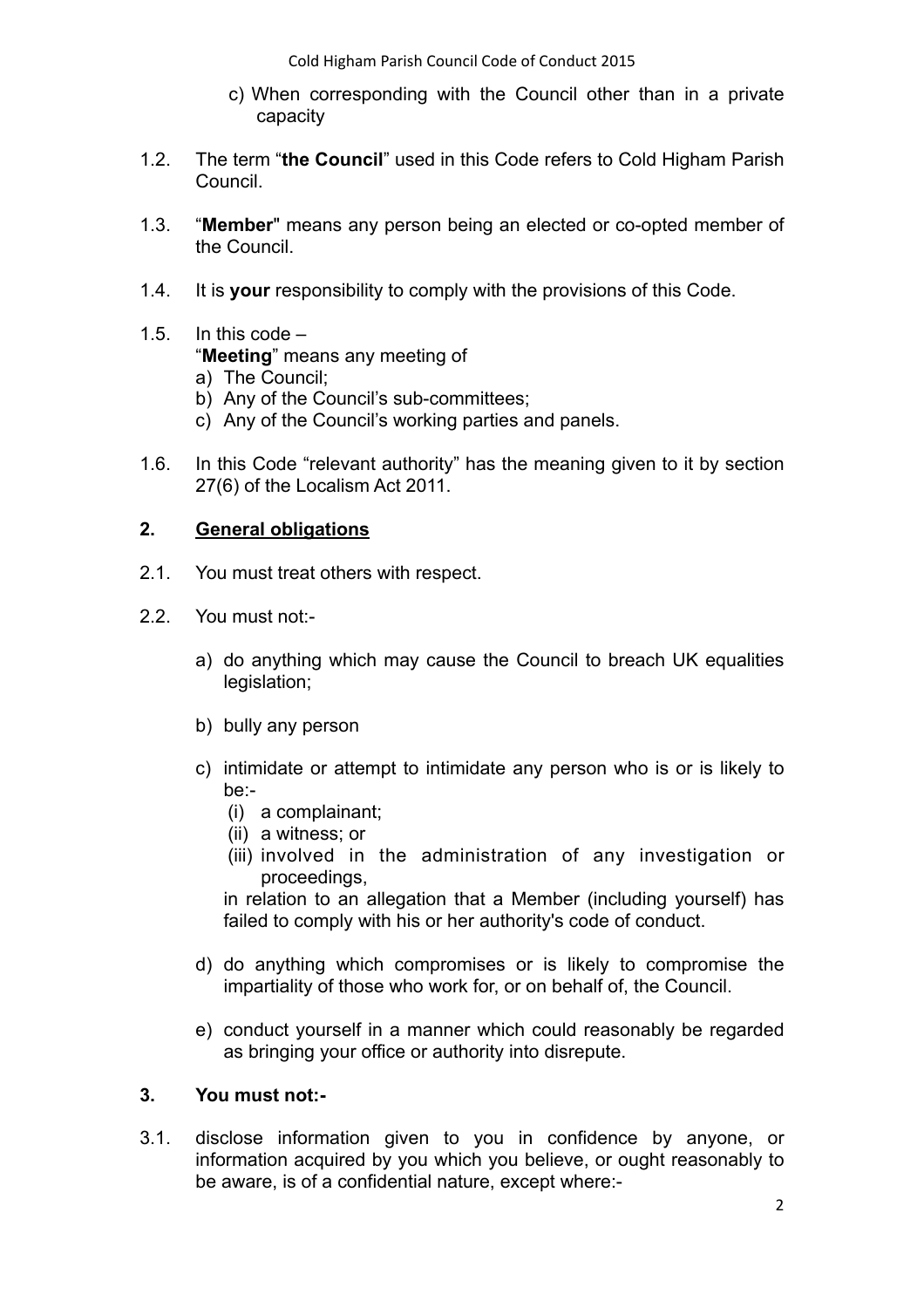c) When corresponding with the Council other than in a private capacity

1.2. The term "**the Council**" used in this Code refers to Cold Higham Parish Council.

1.3. "**Member**" means any person being an elected or co-opted member of the Council.

1.4. It is **your** responsibility to comply with the provisions of this Code.

1.5. In this code –
"**Meeting**" means any meeting of
a) The Council;
b) Any of the Council's sub-committees;
c) Any of the Council's working parties and panels.

1.6. In this Code "relevant authority" has the meaning given to it by section 27(6) of the Localism Act 2011.

## 2. General obligations

2.1. You must treat others with respect.

2.2. You must not:-

a) do anything which may cause the Council to breach UK equalities legislation;

b) bully any person

c) intimidate or attempt to intimidate any person who is or is likely to be:-
   (i) a complainant;
   (ii) a witness; or
   (iii) involved in the administration of any investigation or proceedings,

   in relation to an allegation that a Member (including yourself) has failed to comply with his or her authority's code of conduct.

d) do anything which compromises or is likely to compromise the impartiality of those who work for, or on behalf of, the Council.

e) conduct yourself in a manner which could reasonably be regarded as bringing your office or authority into disrepute.

## 3. You must not:-

3.1. disclose information given to you in confidence by anyone, or information acquired by you which you believe, or ought reasonably to be aware, is of a confidential nature, except where:-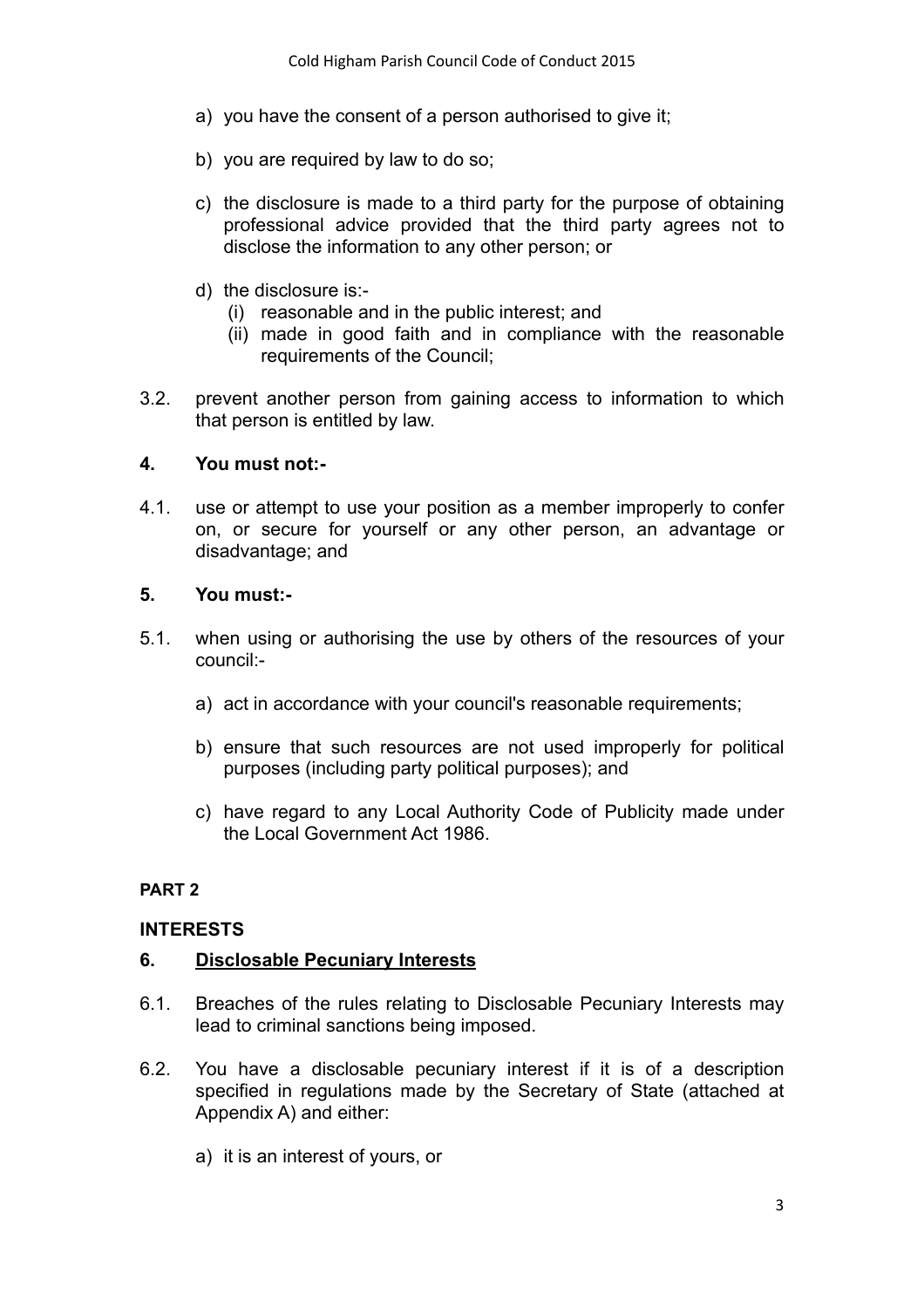a) you have the consent of a person authorised to give it;

b) you are required by law to do so;

c) the disclosure is made to a third party for the purpose of obtaining professional advice provided that the third party agrees not to disclose the information to any other person; or

d) the disclosure is:-
   (i) reasonable and in the public interest; and
   (ii) made in good faith and in compliance with the reasonable requirements of the Council;

3.2. prevent another person from gaining access to information to which that person is entitled by law.

**4. You must not:-**

4.1. use or attempt to use your position as a member improperly to confer on, or secure for yourself or any other person, an advantage or disadvantage; and

**5. You must:-**

5.1. when using or authorising the use by others of the resources of your council:-

a) act in accordance with your council's reasonable requirements;

b) ensure that such resources are not used improperly for political purposes (including party political purposes); and

c) have regard to any Local Authority Code of Publicity made under the Local Government Act 1986.

**PART 2**

**INTERESTS**

**6. <u>Disclosable Pecuniary Interests</u>**

6.1. Breaches of the rules relating to Disclosable Pecuniary Interests may lead to criminal sanctions being imposed.

6.2. You have a disclosable pecuniary interest if it is of a description specified in regulations made by the Secretary of State (attached at Appendix A) and either:

a) it is an interest of yours, or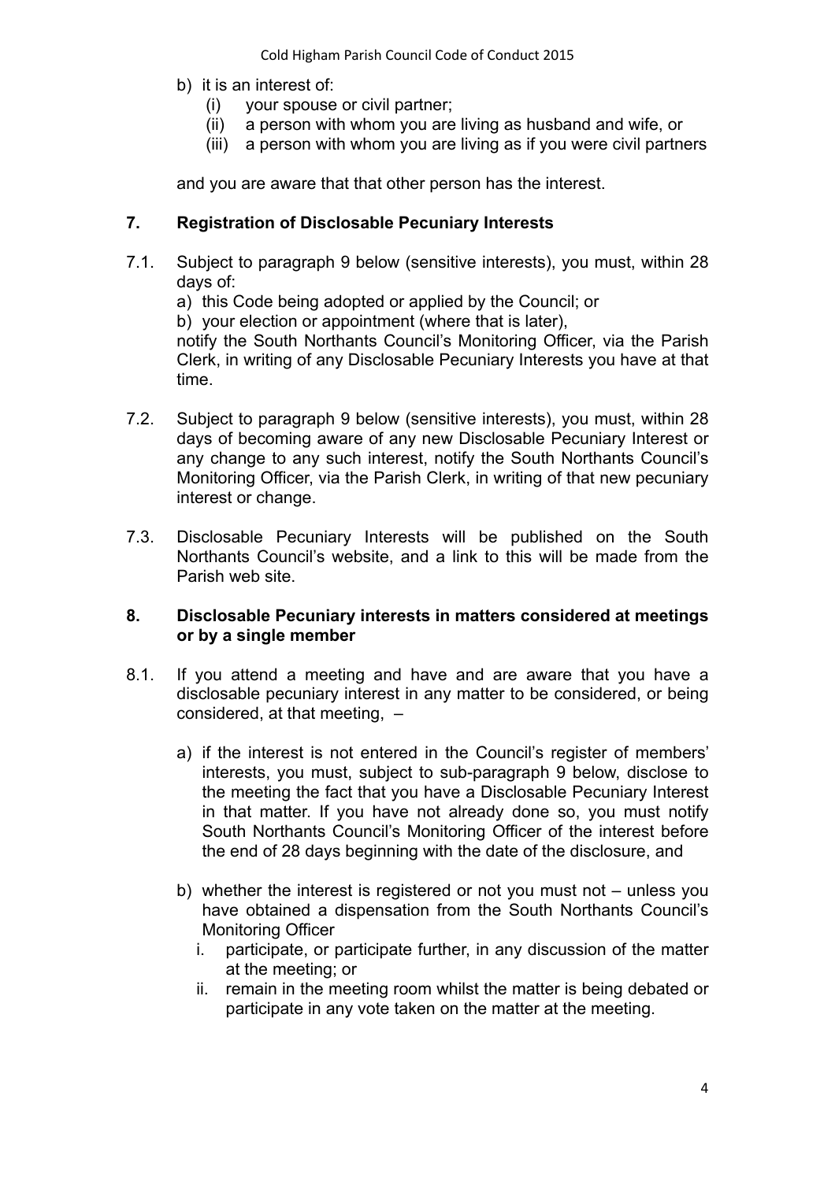b) it is an interest of:
   (i) your spouse or civil partner;
   (ii) a person with whom you are living as husband and wife, or
   (iii) a person with whom you are living as if you were civil partners

and you are aware that that other person has the interest.

## 7. Registration of Disclosable Pecuniary Interests

7.1. Subject to paragraph 9 below (sensitive interests), you must, within 28 days of:

a) this Code being adopted or applied by the Council; or
b) your election or appointment (where that is later),

notify the South Northants Council's Monitoring Officer, via the Parish Clerk, in writing of any Disclosable Pecuniary Interests you have at that time.

7.2. Subject to paragraph 9 below (sensitive interests), you must, within 28 days of becoming aware of any new Disclosable Pecuniary Interest or any change to any such interest, notify the South Northants Council's Monitoring Officer, via the Parish Clerk, in writing of that new pecuniary interest or change.

7.3. Disclosable Pecuniary Interests will be published on the South Northants Council's website, and a link to this will be made from the Parish web site.

## 8. Disclosable Pecuniary interests in matters considered at meetings or by a single member

8.1. If you attend a meeting and have and are aware that you have a disclosable pecuniary interest in any matter to be considered, or being considered, at that meeting, –

a) if the interest is not entered in the Council's register of members' interests, you must, subject to sub-paragraph 9 below, disclose to the meeting the fact that you have a Disclosable Pecuniary Interest in that matter. If you have not already done so, you must notify South Northants Council's Monitoring Officer of the interest before the end of 28 days beginning with the date of the disclosure, and

b) whether the interest is registered or not you must not – unless you have obtained a dispensation from the South Northants Council's Monitoring Officer
   i. participate, or participate further, in any discussion of the matter at the meeting; or
   ii. remain in the meeting room whilst the matter is being debated or participate in any vote taken on the matter at the meeting.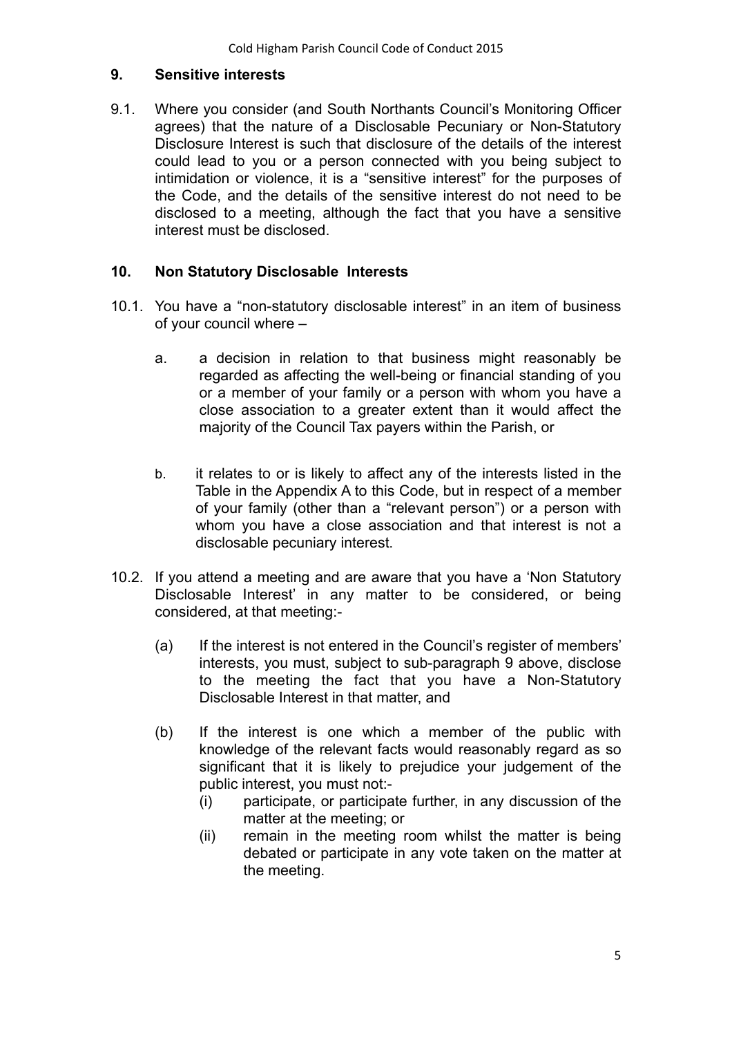## 9. Sensitive interests

9.1. Where you consider (and South Northants Council's Monitoring Officer agrees) that the nature of a Disclosable Pecuniary or Non-Statutory Disclosure Interest is such that disclosure of the details of the interest could lead to you or a person connected with you being subject to intimidation or violence, it is a "sensitive interest" for the purposes of the Code, and the details of the sensitive interest do not need to be disclosed to a meeting, although the fact that you have a sensitive interest must be disclosed.

## 10. Non Statutory Disclosable Interests

10.1. You have a "non-statutory disclosable interest" in an item of business of your council where –

a. a decision in relation to that business might reasonably be regarded as affecting the well-being or financial standing of you or a member of your family or a person with whom you have a close association to a greater extent than it would affect the majority of the Council Tax payers within the Parish, or

b. it relates to or is likely to affect any of the interests listed in the Table in the Appendix A to this Code, but in respect of a member of your family (other than a "relevant person") or a person with whom you have a close association and that interest is not a disclosable pecuniary interest.

10.2. If you attend a meeting and are aware that you have a 'Non Statutory Disclosable Interest' in any matter to be considered, or being considered, at that meeting:-

(a) If the interest is not entered in the Council's register of members' interests, you must, subject to sub-paragraph 9 above, disclose to the meeting the fact that you have a Non-Statutory Disclosable Interest in that matter, and

(b) If the interest is one which a member of the public with knowledge of the relevant facts would reasonably regard as so significant that it is likely to prejudice your judgement of the public interest, you must not:-

(i) participate, or participate further, in any discussion of the matter at the meeting; or

(ii) remain in the meeting room whilst the matter is being debated or participate in any vote taken on the matter at the meeting.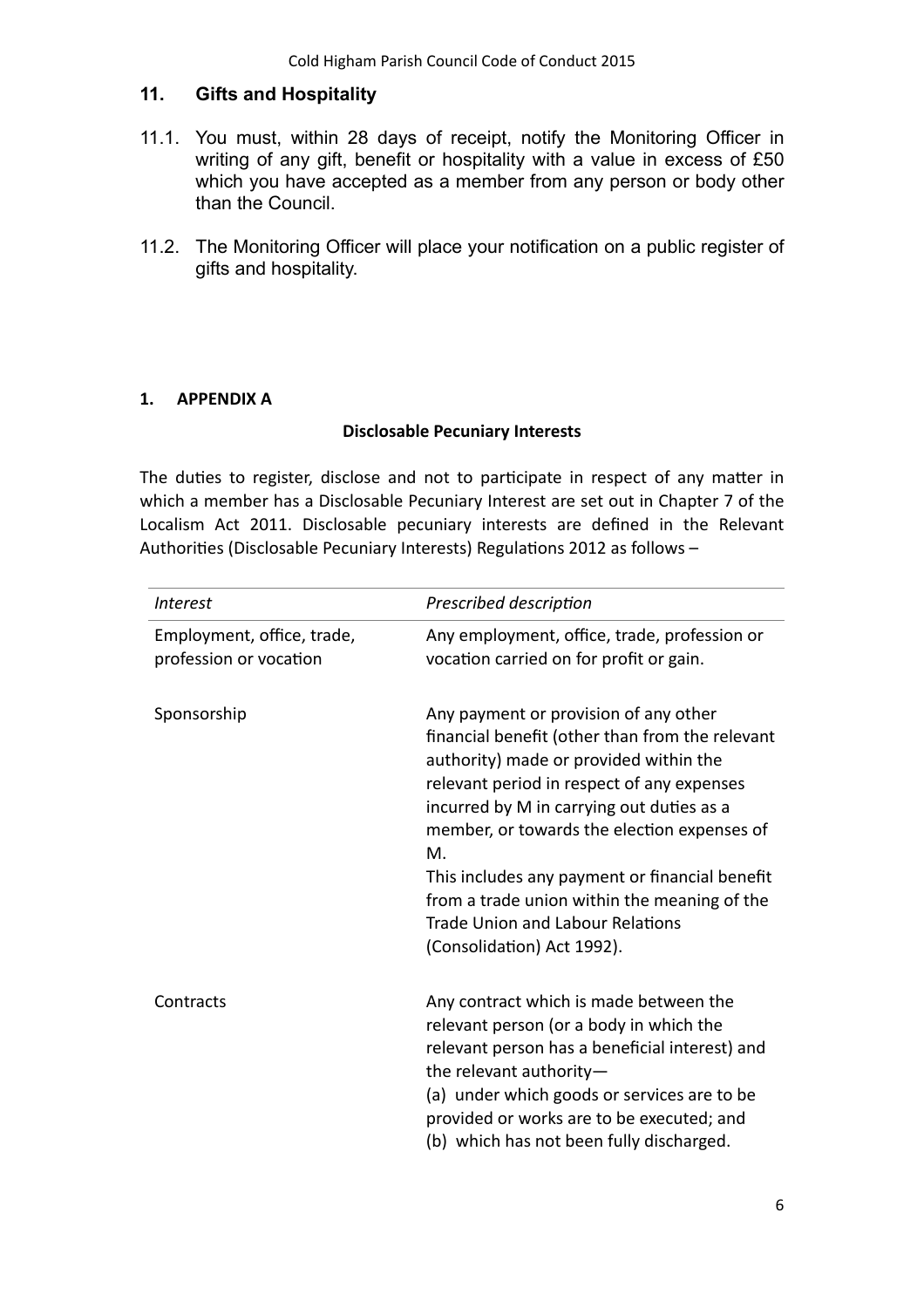## 11. Gifts and Hospitality

11.1. You must, within 28 days of receipt, notify the Monitoring Officer in writing of any gift, benefit or hospitality with a value in excess of £50 which you have accepted as a member from any person or body other than the Council.

11.2. The Monitoring Officer will place your notification on a public register of gifts and hospitality.

## 1. APPENDIX A

### Disclosable Pecuniary Interests

The duties to register, disclose and not to participate in respect of any matter in which a member has a Disclosable Pecuniary Interest are set out in Chapter 7 of the Localism Act 2011. Disclosable pecuniary interests are defined in the Relevant Authorities (Disclosable Pecuniary Interests) Regulations 2012 as follows –

| *Interest* | *Prescribed description* |
|---|---|
| Employment, office, trade, profession or vocation | Any employment, office, trade, profession or vocation carried on for profit or gain. |
| Sponsorship | Any payment or provision of any other financial benefit (other than from the relevant authority) made or provided within the relevant period in respect of any expenses incurred by M in carrying out duties as a member, or towards the election expenses of M.<br>This includes any payment or financial benefit from a trade union within the meaning of the Trade Union and Labour Relations (Consolidation) Act 1992). |
| Contracts | Any contract which is made between the relevant person (or a body in which the relevant person has a beneficial interest) and the relevant authority—<br>(a) under which goods or services are to be provided or works are to be executed; and<br>(b) which has not been fully discharged. |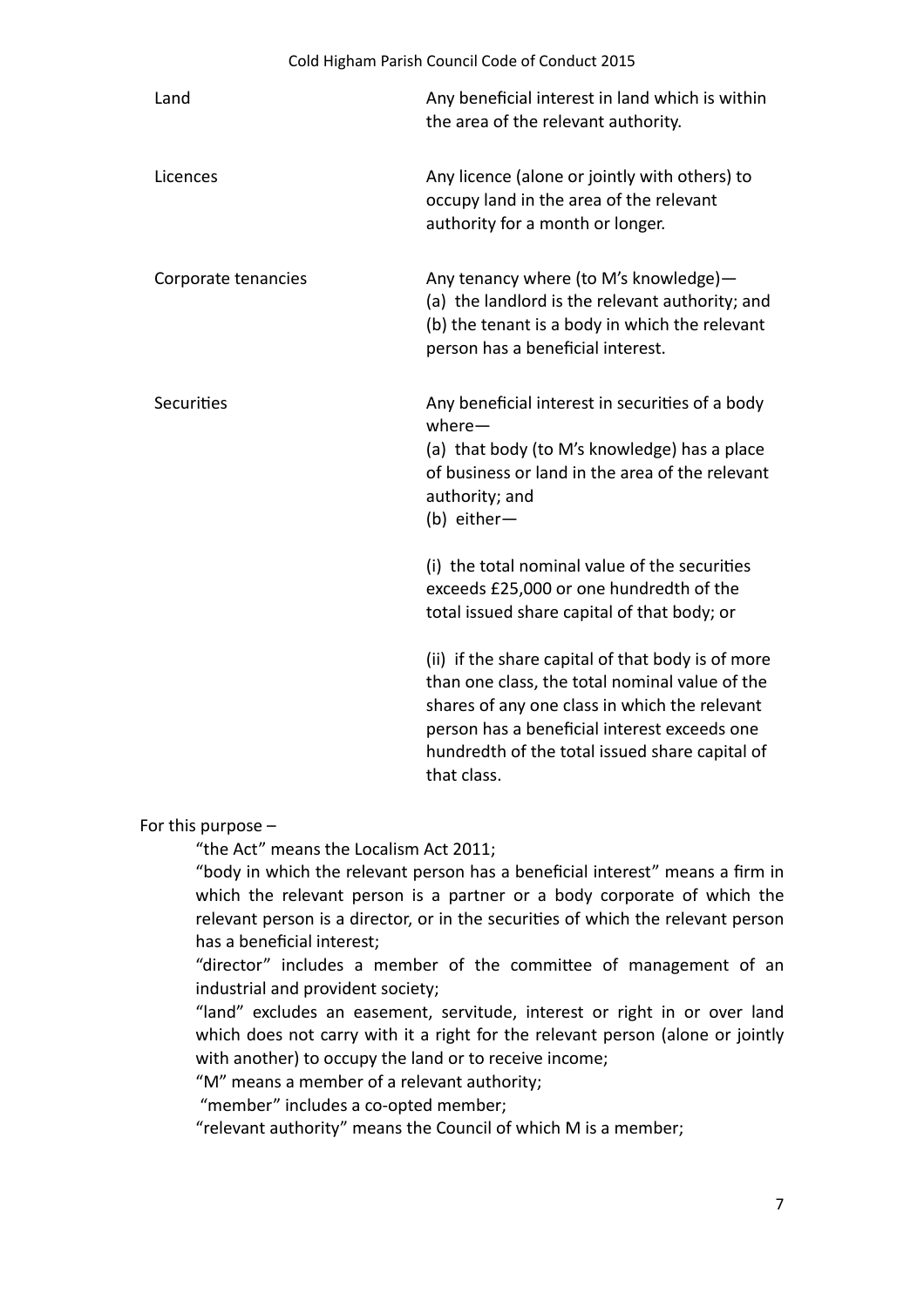| | |
|---|---|
| Land | Any beneficial interest in land which is within the area of the relevant authority. |
| Licences | Any licence (alone or jointly with others) to occupy land in the area of the relevant authority for a month or longer. |
| Corporate tenancies | Any tenancy where (to M's knowledge)—<br>(a) the landlord is the relevant authority; and<br>(b) the tenant is a body in which the relevant person has a beneficial interest. |
| Securities | Any beneficial interest in securities of a body where—<br>(a) that body (to M's knowledge) has a place of business or land in the area of the relevant authority; and<br>(b) either—<br><br>(i) the total nominal value of the securities exceeds £25,000 or one hundredth of the total issued share capital of that body; or<br><br>(ii) if the share capital of that body is of more than one class, the total nominal value of the shares of any one class in which the relevant person has a beneficial interest exceeds one hundredth of the total issued share capital of that class. |

For this purpose –

"the Act" means the Localism Act 2011;

"body in which the relevant person has a beneficial interest" means a firm in which the relevant person is a partner or a body corporate of which the relevant person is a director, or in the securities of which the relevant person has a beneficial interest;

"director" includes a member of the committee of management of an industrial and provident society;

"land" excludes an easement, servitude, interest or right in or over land which does not carry with it a right for the relevant person (alone or jointly with another) to occupy the land or to receive income;

"M" means a member of a relevant authority;

"member" includes a co-opted member;

"relevant authority" means the Council of which M is a member;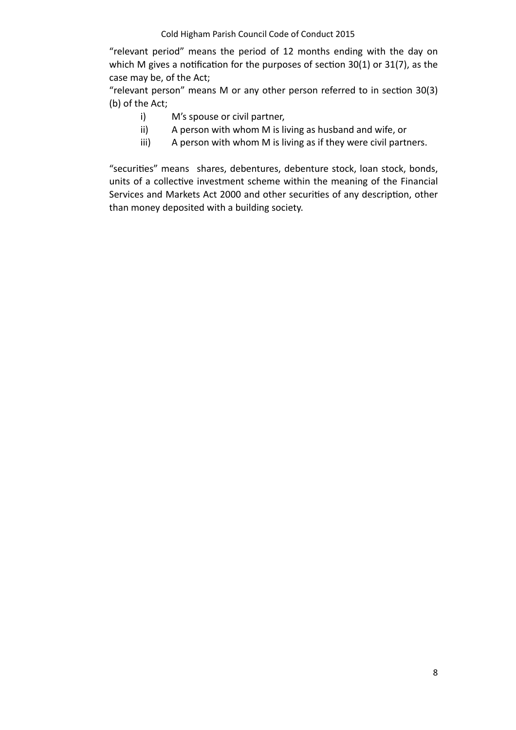"relevant period" means the period of 12 months ending with the day on which M gives a notification for the purposes of section 30(1) or 31(7), as the case may be, of the Act;

"relevant person" means M or any other person referred to in section 30(3)(b) of the Act;

i) M's spouse or civil partner,

ii) A person with whom M is living as husband and wife, or

iii) A person with whom M is living as if they were civil partners.

"securities" means shares, debentures, debenture stock, loan stock, bonds, units of a collective investment scheme within the meaning of the Financial Services and Markets Act 2000 and other securities of any description, other than money deposited with a building society.